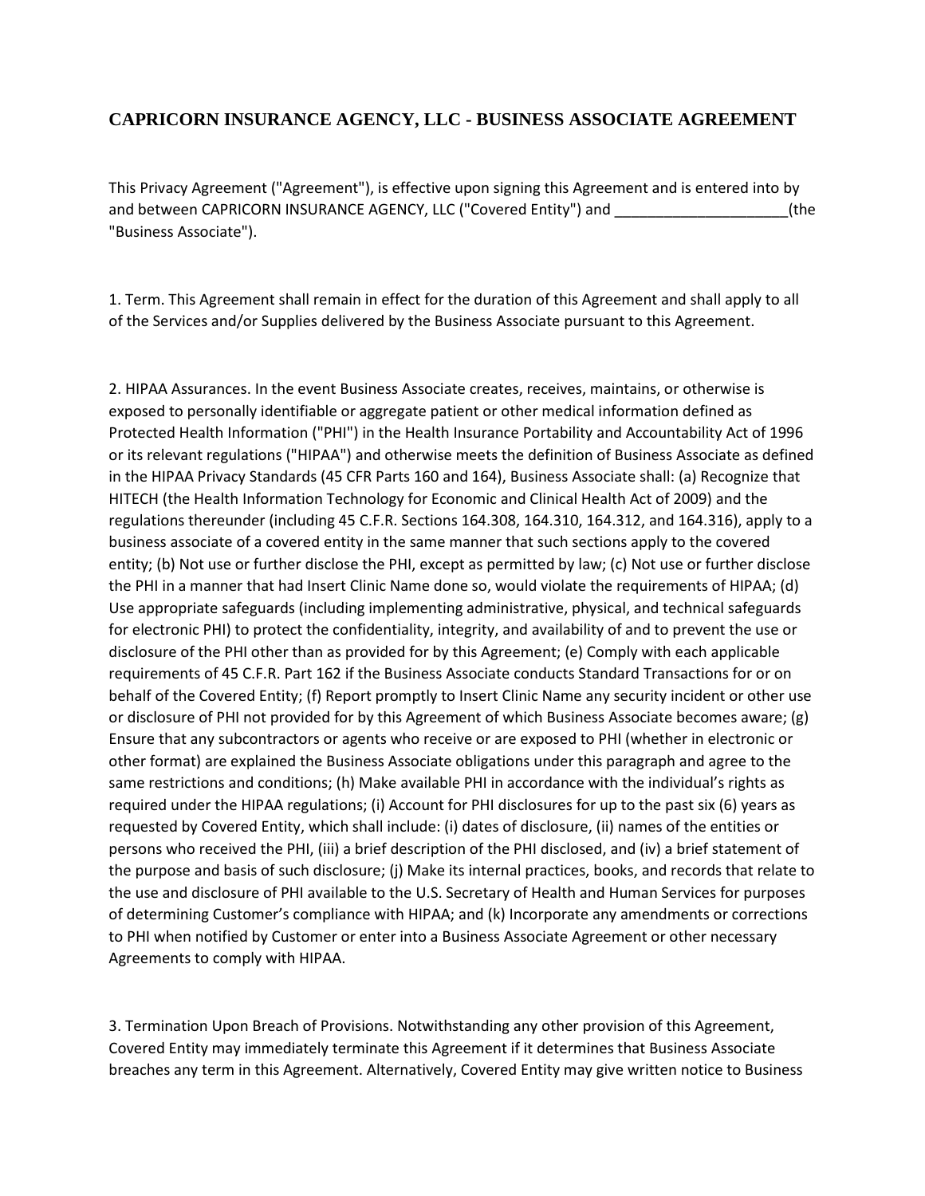# CAPRICORN INSURANCE AGENCY, LLC - BUSINESS ASSOCIATE AGREEMENT

This Privacy Agreement ("Agreement"), is effective upon signing this Agreement and is entered into by and between CAPRICORN INSURANCE AGENCY, LLC ("Covered Entity") and _____________________(the "Business Associate").

1. Term. This Agreement shall remain in effect for the duration of this Agreement and shall apply to all of the Services and/or Supplies delivered by the Business Associate pursuant to this Agreement.

2. HIPAA Assurances. In the event Business Associate creates, receives, maintains, or otherwise is exposed to personally identifiable or aggregate patient or other medical information defined as Protected Health Information ("PHI") in the Health Insurance Portability and Accountability Act of 1996 or its relevant regulations ("HIPAA") and otherwise meets the definition of Business Associate as defined in the HIPAA Privacy Standards (45 CFR Parts 160 and 164), Business Associate shall: (a) Recognize that HITECH (the Health Information Technology for Economic and Clinical Health Act of 2009) and the regulations thereunder (including 45 C.F.R. Sections 164.308, 164.310, 164.312, and 164.316), apply to a business associate of a covered entity in the same manner that such sections apply to the covered entity; (b) Not use or further disclose the PHI, except as permitted by law; (c) Not use or further disclose the PHI in a manner that had Insert Clinic Name done so, would violate the requirements of HIPAA; (d) Use appropriate safeguards (including implementing administrative, physical, and technical safeguards for electronic PHI) to protect the confidentiality, integrity, and availability of and to prevent the use or disclosure of the PHI other than as provided for by this Agreement; (e) Comply with each applicable requirements of 45 C.F.R. Part 162 if the Business Associate conducts Standard Transactions for or on behalf of the Covered Entity; (f) Report promptly to Insert Clinic Name any security incident or other use or disclosure of PHI not provided for by this Agreement of which Business Associate becomes aware; (g) Ensure that any subcontractors or agents who receive or are exposed to PHI (whether in electronic or other format) are explained the Business Associate obligations under this paragraph and agree to the same restrictions and conditions; (h) Make available PHI in accordance with the individual's rights as required under the HIPAA regulations; (i) Account for PHI disclosures for up to the past six (6) years as requested by Covered Entity, which shall include: (i) dates of disclosure, (ii) names of the entities or persons who received the PHI, (iii) a brief description of the PHI disclosed, and (iv) a brief statement of the purpose and basis of such disclosure; (j) Make its internal practices, books, and records that relate to the use and disclosure of PHI available to the U.S. Secretary of Health and Human Services for purposes of determining Customer's compliance with HIPAA; and (k) Incorporate any amendments or corrections to PHI when notified by Customer or enter into a Business Associate Agreement or other necessary Agreements to comply with HIPAA.

3. Termination Upon Breach of Provisions. Notwithstanding any other provision of this Agreement, Covered Entity may immediately terminate this Agreement if it determines that Business Associate breaches any term in this Agreement. Alternatively, Covered Entity may give written notice to Business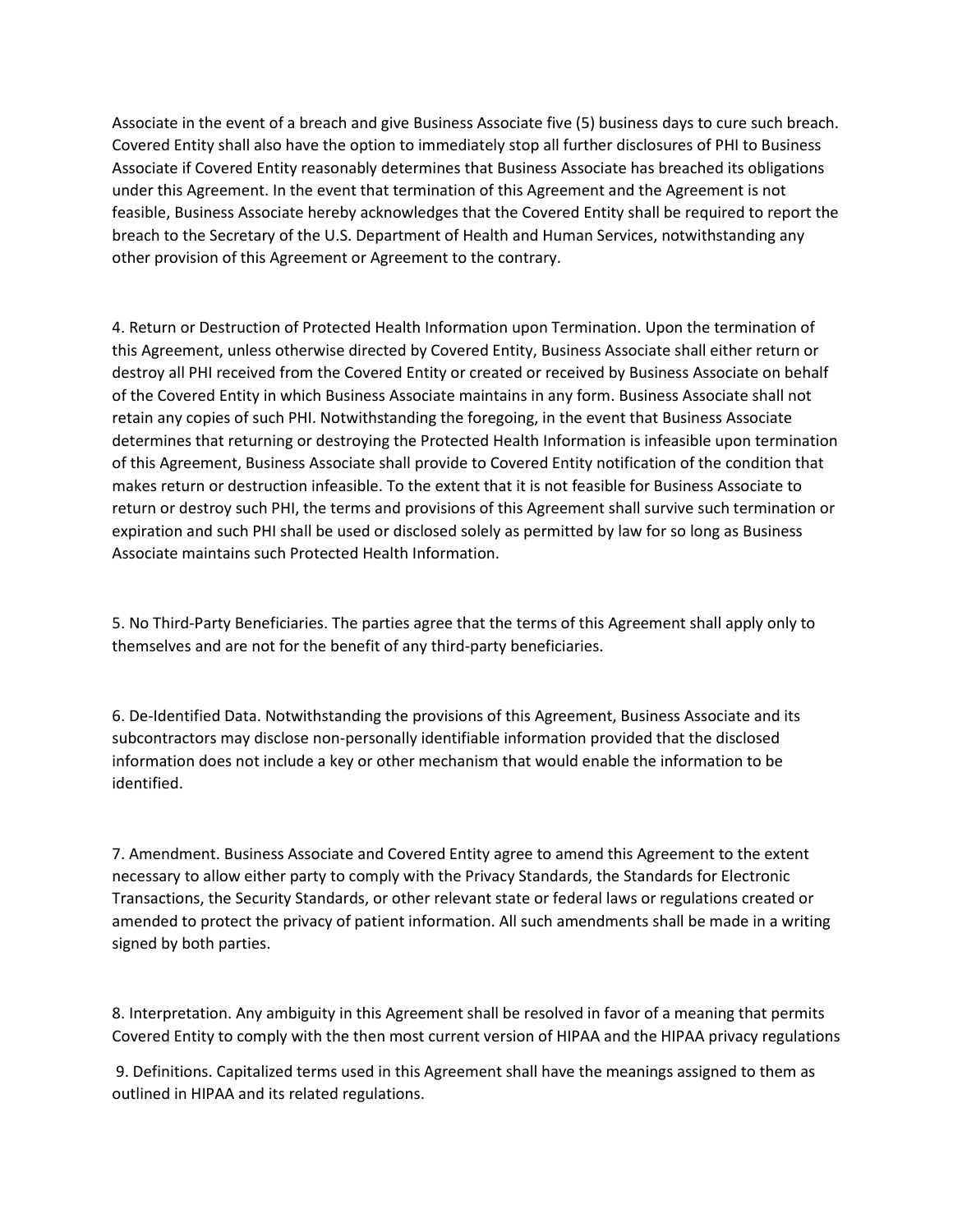Associate in the event of a breach and give Business Associate five (5) business days to cure such breach. Covered Entity shall also have the option to immediately stop all further disclosures of PHI to Business Associate if Covered Entity reasonably determines that Business Associate has breached its obligations under this Agreement. In the event that termination of this Agreement and the Agreement is not feasible, Business Associate hereby acknowledges that the Covered Entity shall be required to report the breach to the Secretary of the U.S. Department of Health and Human Services, notwithstanding any other provision of this Agreement or Agreement to the contrary.

4. Return or Destruction of Protected Health Information upon Termination. Upon the termination of this Agreement, unless otherwise directed by Covered Entity, Business Associate shall either return or destroy all PHI received from the Covered Entity or created or received by Business Associate on behalf of the Covered Entity in which Business Associate maintains in any form. Business Associate shall not retain any copies of such PHI. Notwithstanding the foregoing, in the event that Business Associate determines that returning or destroying the Protected Health Information is infeasible upon termination of this Agreement, Business Associate shall provide to Covered Entity notification of the condition that makes return or destruction infeasible. To the extent that it is not feasible for Business Associate to return or destroy such PHI, the terms and provisions of this Agreement shall survive such termination or expiration and such PHI shall be used or disclosed solely as permitted by law for so long as Business Associate maintains such Protected Health Information.

5. No Third-Party Beneficiaries. The parties agree that the terms of this Agreement shall apply only to themselves and are not for the benefit of any third-party beneficiaries.

6. De-Identified Data. Notwithstanding the provisions of this Agreement, Business Associate and its subcontractors may disclose non-personally identifiable information provided that the disclosed information does not include a key or other mechanism that would enable the information to be identified.

7. Amendment. Business Associate and Covered Entity agree to amend this Agreement to the extent necessary to allow either party to comply with the Privacy Standards, the Standards for Electronic Transactions, the Security Standards, or other relevant state or federal laws or regulations created or amended to protect the privacy of patient information. All such amendments shall be made in a writing signed by both parties.

8. Interpretation. Any ambiguity in this Agreement shall be resolved in favor of a meaning that permits Covered Entity to comply with the then most current version of HIPAA and the HIPAA privacy regulations

9. Definitions. Capitalized terms used in this Agreement shall have the meanings assigned to them as outlined in HIPAA and its related regulations.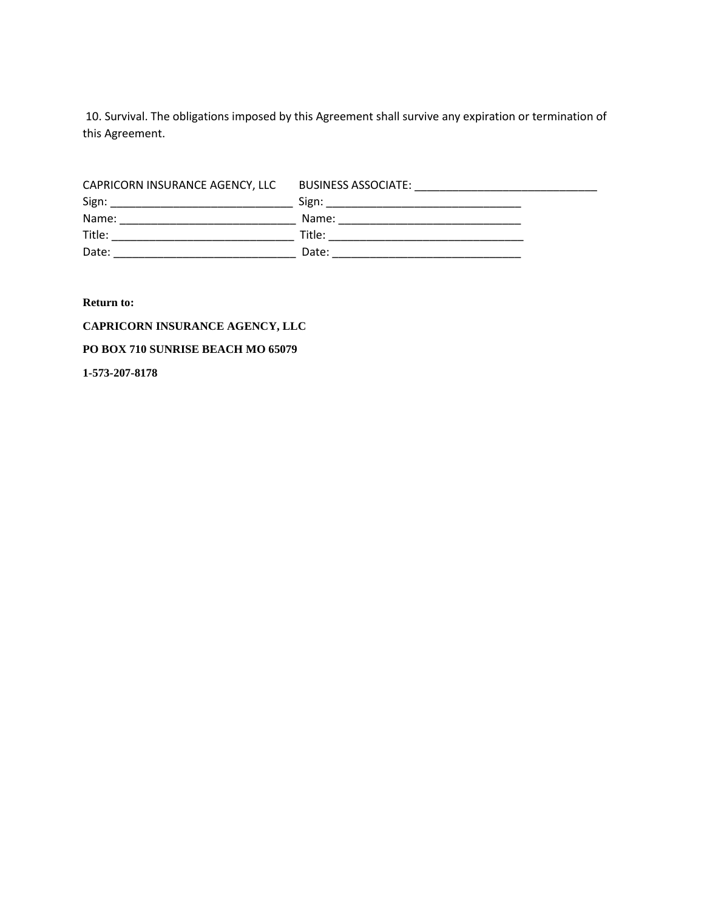10. Survival. The obligations imposed by this Agreement shall survive any expiration or termination of this Agreement.

| | |
|---|---|
| CAPRICORN INSURANCE AGENCY, LLC | BUSINESS ASSOCIATE: _____________________________ |
| Sign: _____________________________ | Sign: _______________________________ |
| Name: ____________________________ | Name: _____________________________ |
| Title: _____________________________ | Title: _______________________________ |
| Date: _____________________________ | Date: ______________________________ |

**Return to:**

**CAPRICORN INSURANCE AGENCY, LLC**

**PO BOX 710 SUNRISE BEACH MO 65079**

**1-573-207-8178**